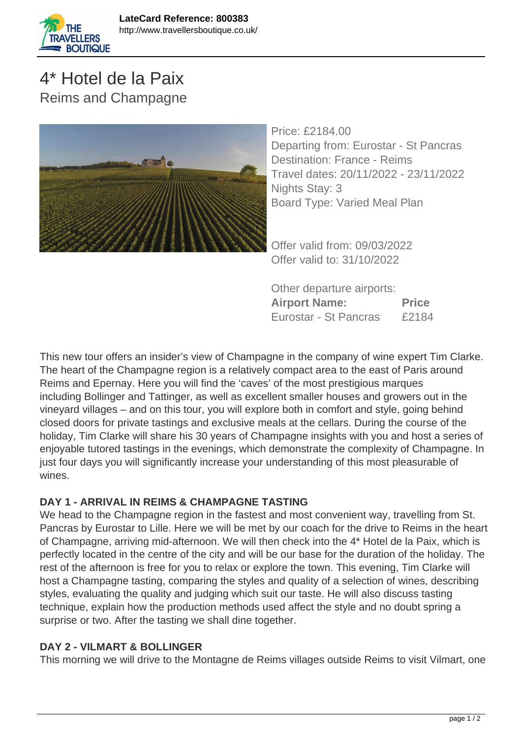LateCard Reference: 800383
http://www.travellersboutique.co.uk/

# 4* Hotel de la Paix

## Reims and Champagne

Price: £2184.00
Departing from: Eurostar - St Pancras
Destination: France - Reims
Travel dates: 20/11/2022 - 23/11/2022
Nights Stay: 3
Board Type: Varied Meal Plan

Offer valid from: 09/03/2022
Offer valid to: 31/10/2022

Other departure airports:

| Airport Name: | Price |
|---|---|
| Eurostar - St Pancras | £2184 |

This new tour offers an insider's view of Champagne in the company of wine expert Tim Clarke. The heart of the Champagne region is a relatively compact area to the east of Paris around Reims and Epernay. Here you will find the 'caves' of the most prestigious marques including Bollinger and Tattinger, as well as excellent smaller houses and growers out in the vineyard villages – and on this tour, you will explore both in comfort and style, going behind closed doors for private tastings and exclusive meals at the cellars. During the course of the holiday, Tim Clarke will share his 30 years of Champagne insights with you and host a series of enjoyable tutored tastings in the evenings, which demonstrate the complexity of Champagne. In just four days you will significantly increase your understanding of this most pleasurable of wines.

**DAY 1 - ARRIVAL IN REIMS & CHAMPAGNE TASTING**

We head to the Champagne region in the fastest and most convenient way, travelling from St. Pancras by Eurostar to Lille. Here we will be met by our coach for the drive to Reims in the heart of Champagne, arriving mid-afternoon. We will then check into the 4* Hotel de la Paix, which is perfectly located in the centre of the city and will be our base for the duration of the holiday. The rest of the afternoon is free for you to relax or explore the town. This evening, Tim Clarke will host a Champagne tasting, comparing the styles and quality of a selection of wines, describing styles, evaluating the quality and judging which suit our taste. He will also discuss tasting technique, explain how the production methods used affect the style and no doubt spring a surprise or two. After the tasting we shall dine together.

**DAY 2 - VILMART & BOLLINGER**

This morning we will drive to the Montagne de Reims villages outside Reims to visit Vilmart, one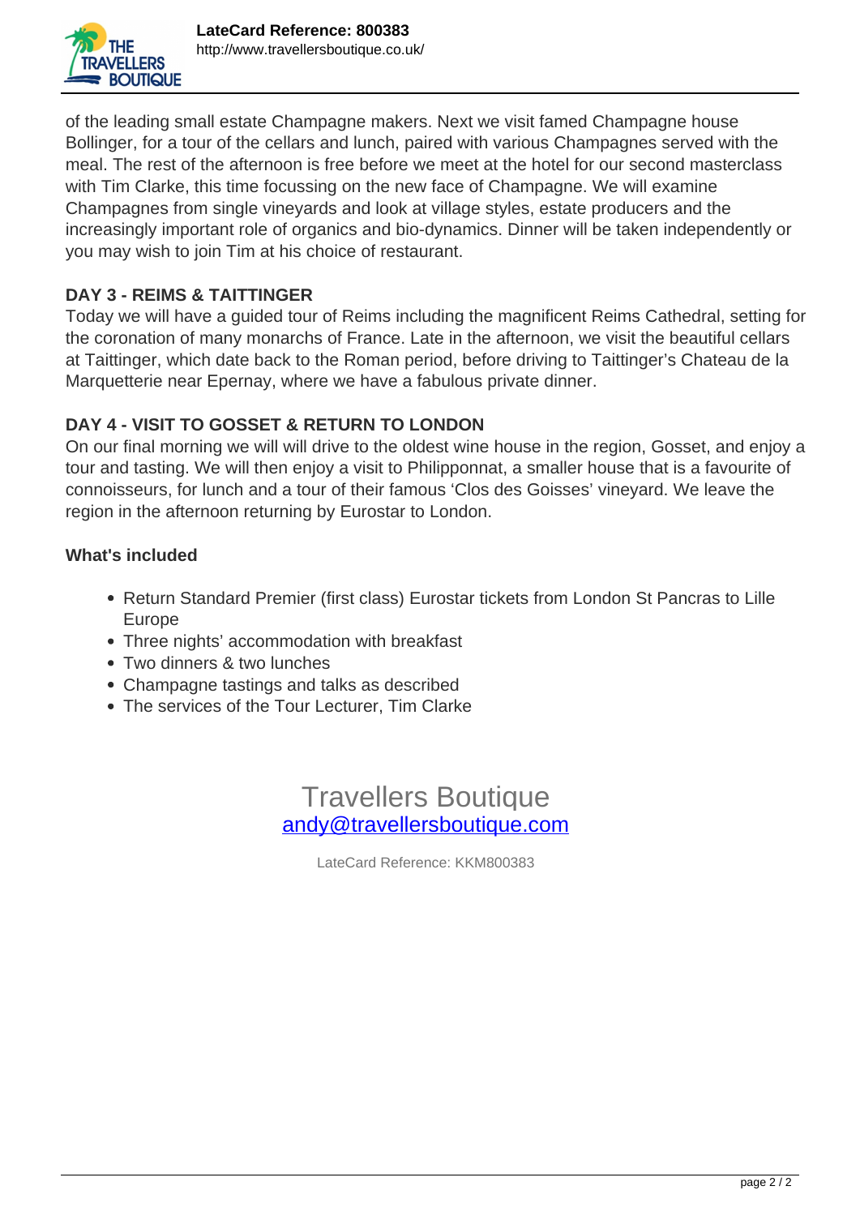of the leading small estate Champagne makers. Next we visit famed Champagne house Bollinger, for a tour of the cellars and lunch, paired with various Champagnes served with the meal. The rest of the afternoon is free before we meet at the hotel for our second masterclass with Tim Clarke, this time focussing on the new face of Champagne. We will examine Champagnes from single vineyards and look at village styles, estate producers and the increasingly important role of organics and bio-dynamics. Dinner will be taken independently or you may wish to join Tim at his choice of restaurant.

**DAY 3 - REIMS & TAITTINGER**
Today we will have a guided tour of Reims including the magnificent Reims Cathedral, setting for the coronation of many monarchs of France. Late in the afternoon, we visit the beautiful cellars at Taittinger, which date back to the Roman period, before driving to Taittinger's Chateau de la Marquetterie near Epernay, where we have a fabulous private dinner.

**DAY 4 - VISIT TO GOSSET & RETURN TO LONDON**
On our final morning we will will drive to the oldest wine house in the region, Gosset, and enjoy a tour and tasting. We will then enjoy a visit to Philipponnat, a smaller house that is a favourite of connoisseurs, for lunch and a tour of their famous 'Clos des Goisses' vineyard. We leave the region in the afternoon returning by Eurostar to London.

**What's included**

- Return Standard Premier (first class) Eurostar tickets from London St Pancras to Lille Europe
- Three nights' accommodation with breakfast
- Two dinners & two lunches
- Champagne tastings and talks as described
- The services of the Tour Lecturer, Tim Clarke

Travellers Boutique
andy@travellersboutique.com

LateCard Reference: KKM800383